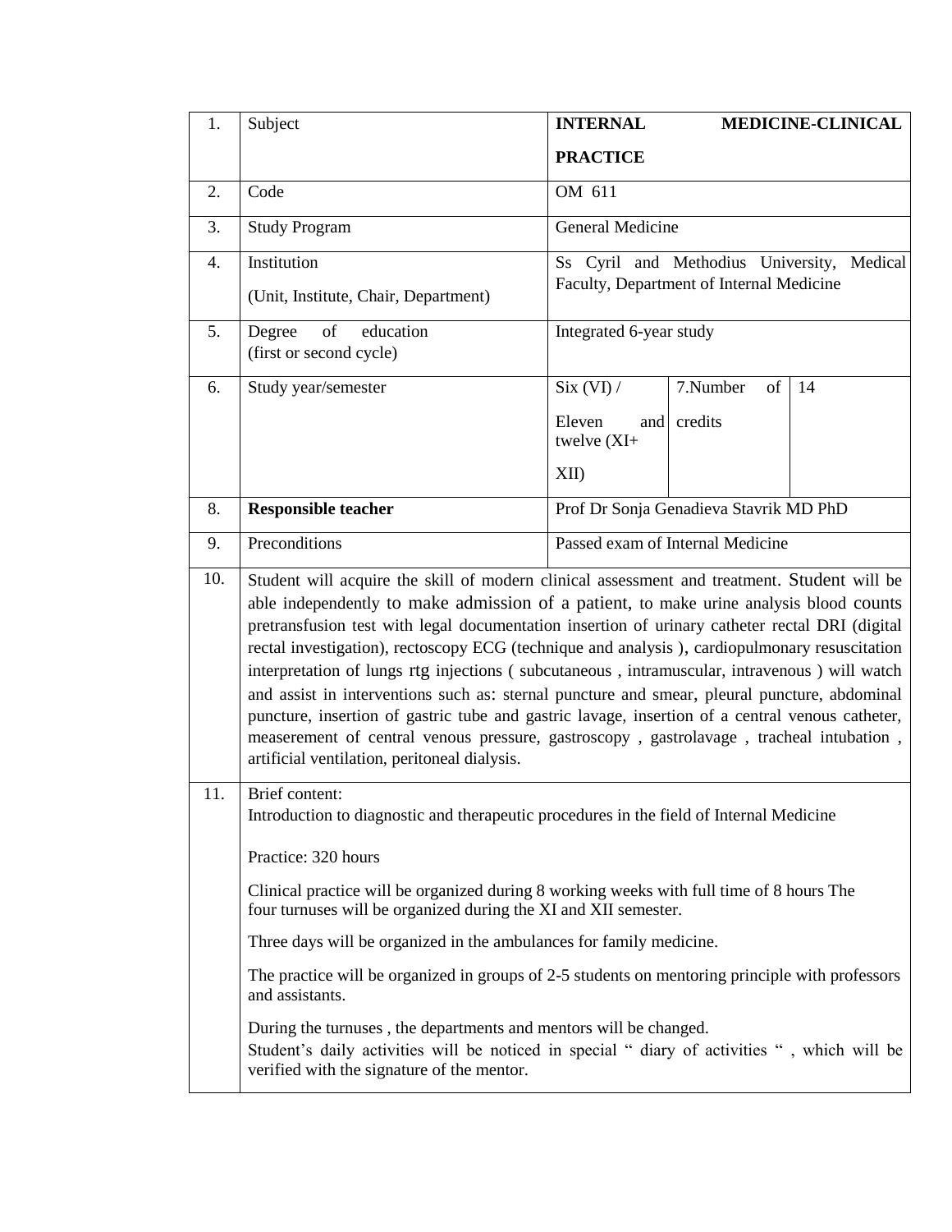| 1. | Subject | **INTERNAL MEDICINE-CLINICAL PRACTICE** | | |
|---|---|---|---|---|
| 2. | Code | OM 611 | | |
| 3. | Study Program | General Medicine | | |
| 4. | Institution<br>(Unit, Institute, Chair, Department) | Ss Cyril and Methodius University, Medical Faculty, Department of Internal Medicine | | |
| 5. | Degree of education<br>(first or second cycle) | Integrated 6-year study | | |
| 6. | Study year/semester | Six (VI) /<br>Eleven and twelve (XI+ XII) | 7.Number of credits | 14 |
| 8. | **Responsible teacher** | Prof Dr Sonja Genadieva Stavrik MD PhD | | |
| 9. | Preconditions | Passed exam of Internal Medicine | | |
| 10. | Student will acquire the skill of modern clinical assessment and treatment. Student will be able independently to make admission of a patient, to make urine analysis blood counts pretransfusion test with legal documentation insertion of urinary catheter rectal DRI (digital rectal investigation), rectoscopy ECG (technique and analysis ), cardiopulmonary resuscitation interpretation of lungs rtg injections ( subcutaneous , intramuscular, intravenous ) will watch and assist in interventions such as: sternal puncture and smear, pleural puncture, abdominal puncture, insertion of gastric tube and gastric lavage, insertion of a central venous catheter, measerement of central venous pressure, gastroscopy , gastrolavage , tracheal intubation , artificial ventilation, peritoneal dialysis. | | | |
| 11. | Brief content:<br>Introduction to diagnostic and therapeutic procedures in the field of Internal Medicine<br><br>Practice: 320 hours<br><br>Clinical practice will be organized during 8 working weeks with full time of 8 hours The four turnuses will be organized during the XI and XII semester.<br><br>Three days will be organized in the ambulances for family medicine.<br><br>The practice will be organized in groups of 2-5 students on mentoring principle with professors and assistants.<br><br>During the turnuses , the departments and mentors will be changed.<br>Student's daily activities will be noticed in special " diary of activities " , which will be verified with the signature of the mentor. | | | |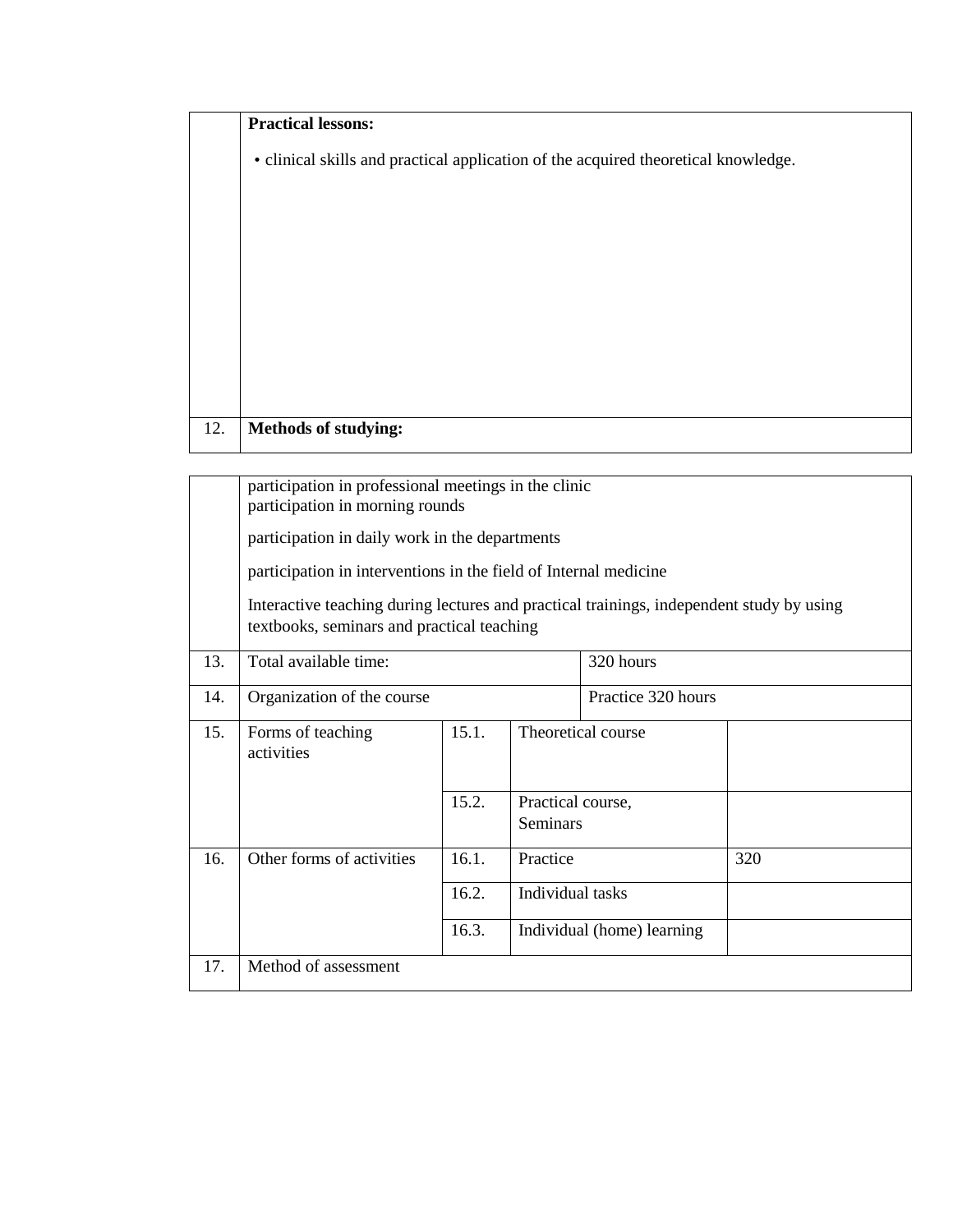|  | **Practical lessons:**<br><br>• clinical skills and practical application of the acquired theoretical knowledge. |
|---|---|
| 12. | **Methods of studying:** |

|  |  |  |  |  |
|---|---|---|---|---|
|  | participation in professional meetings in the clinic<br>participation in morning rounds<br><br>participation in daily work in the departments<br><br>participation in interventions in the field of Internal medicine<br><br>Interactive teaching during lectures and practical trainings, independent study by using textbooks, seminars and practical teaching | | | |
| 13. | Total available time: | | 320 hours | |
| 14. | Organization of the course | | Practice 320 hours | |
| 15. | Forms of teaching activities | 15.1. | Theoretical course | |
|  |  | 15.2. | Practical course, Seminars | |
| 16. | Other forms of activities | 16.1. | Practice | 320 |
|  |  | 16.2. | Individual tasks | |
|  |  | 16.3. | Individual (home) learning | |
| 17. | Method of assessment | | | |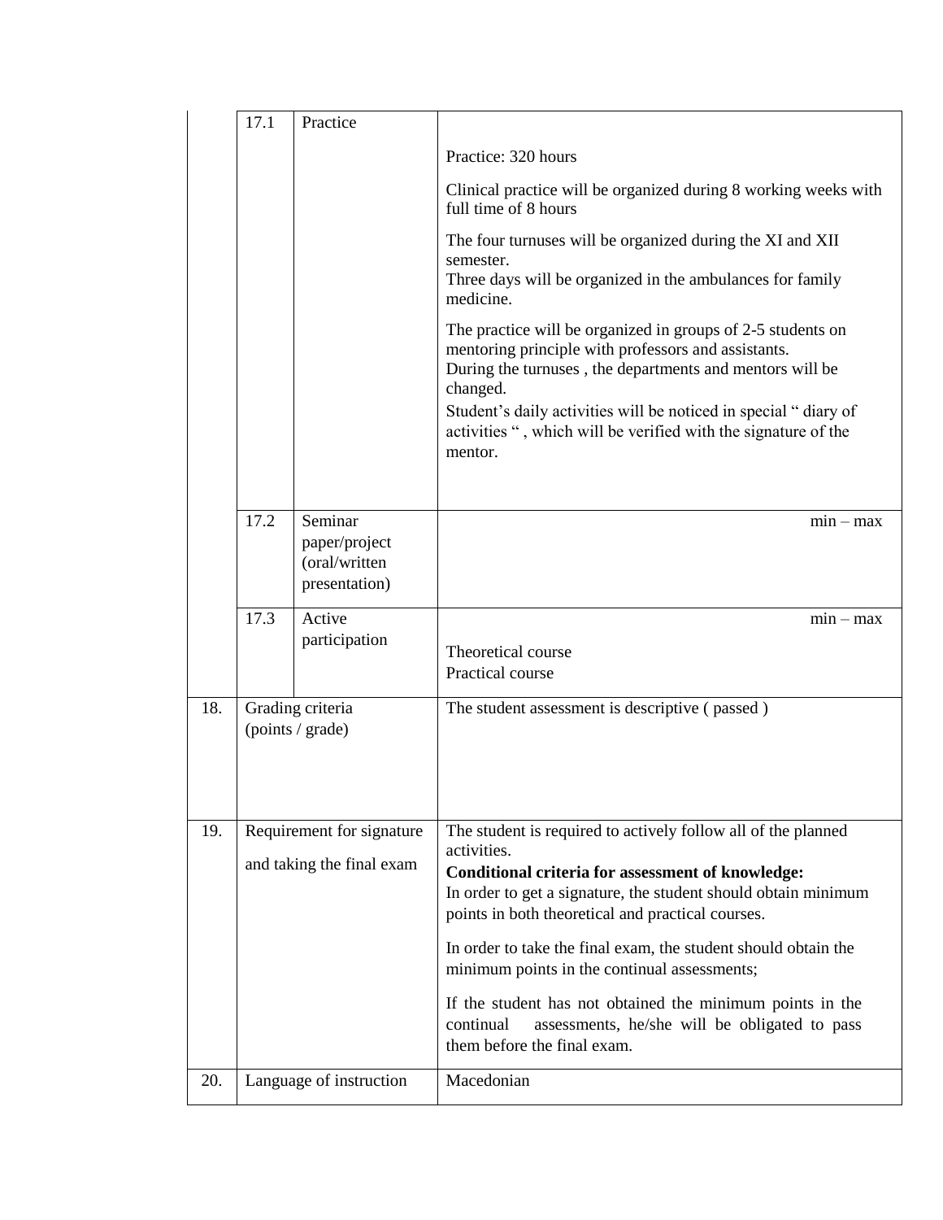| | | | |
|---|---|---|---|
| | 17.1 | Practice | Practice: 320 hours<br><br>Clinical practice will be organized during 8 working weeks with full time of 8 hours<br><br>The four turnuses will be organized during the XI and XII semester.<br>Three days will be organized in the ambulances for family medicine.<br><br>The practice will be organized in groups of 2-5 students on mentoring principle with professors and assistants.<br>During the turnuses , the departments and mentors will be changed.<br>Student's daily activities will be noticed in special " diary of activities " , which will be verified with the signature of the mentor. |
| | 17.2 | Seminar paper/project (oral/written presentation) | min – max |
| | 17.3 | Active participation | min – max<br>Theoretical course<br>Practical course |
| 18. | Grading criteria (points / grade) | | The student assessment is descriptive ( passed ) |
| 19. | Requirement for signature and taking the final exam | | The student is required to actively follow all of the planned activities.<br>**Conditional criteria for assessment of knowledge:**<br>In order to get a signature, the student should obtain minimum points in both theoretical and practical courses.<br><br>In order to take the final exam, the student should obtain the minimum points in the continual assessments;<br><br>If the student has not obtained the minimum points in the continual assessments, he/she will be obligated to pass them before the final exam. |
| 20. | Language of instruction | | Macedonian |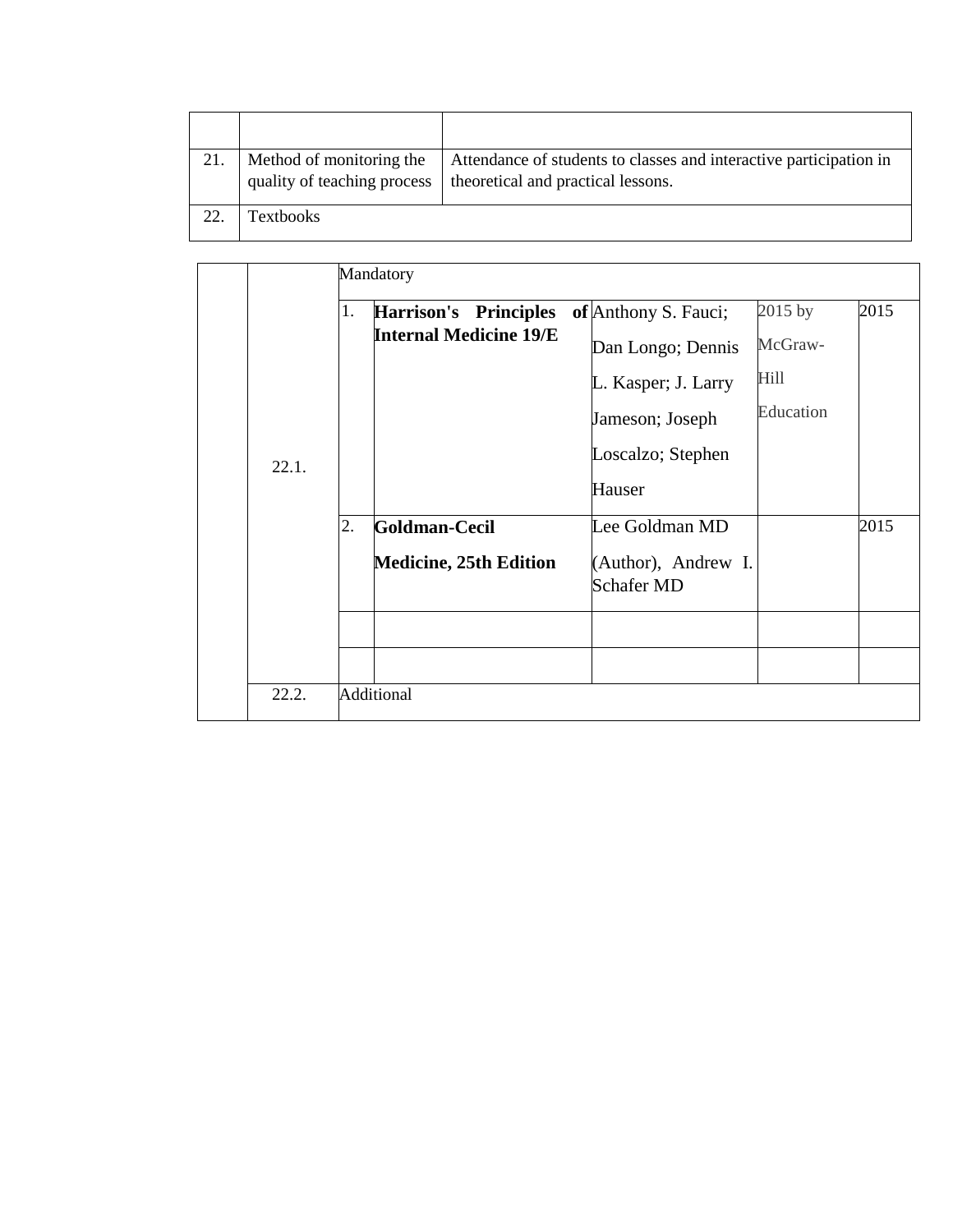| | | |
|---|---|---|
| | | |
| 21. | Method of monitoring the quality of teaching process | Attendance of students to classes and interactive participation in theoretical and practical lessons. |
| 22. | Textbooks | |

| | | | | | | |
|---|---|---|---|---|---|---|
| | 22.1. | Mandatory | | | | |
| | | 1. | **Harrison's Principles of Internal Medicine 19/E** | Anthony S. Fauci; Dan Longo; Dennis L. Kasper; J. Larry Jameson; Joseph Loscalzo; Stephen Hauser | 2015 by McGraw-Hill Education | 2015 |
| | | 2. | **Goldman-Cecil Medicine, 25th Edition** | Lee Goldman MD (Author), Andrew I. Schafer MD | | 2015 |
| | | | | | | |
| | | | | | | |
| | 22.2. | Additional | | | | |